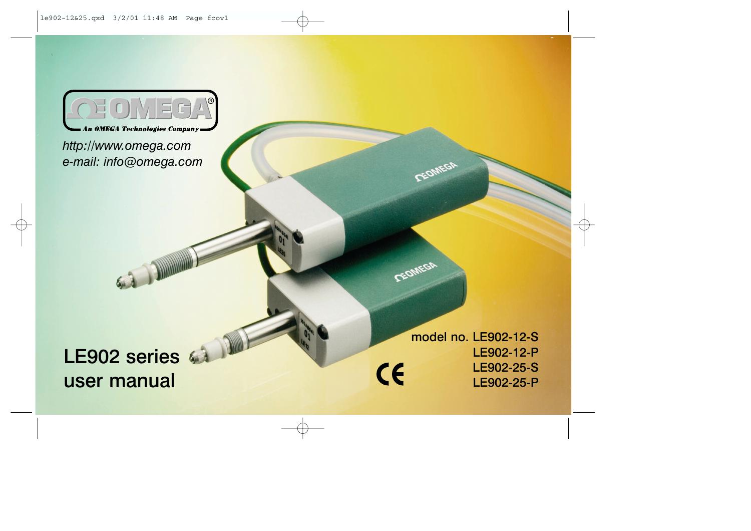OMEGA®
An OMEGA Technologies Company

*http://www.omega.com*
*e-mail: info@omega.com*

# LE902 series user manual

model no. LE902-12-S
LE902-12-P
LE902-25-S
LE902-25-P

CE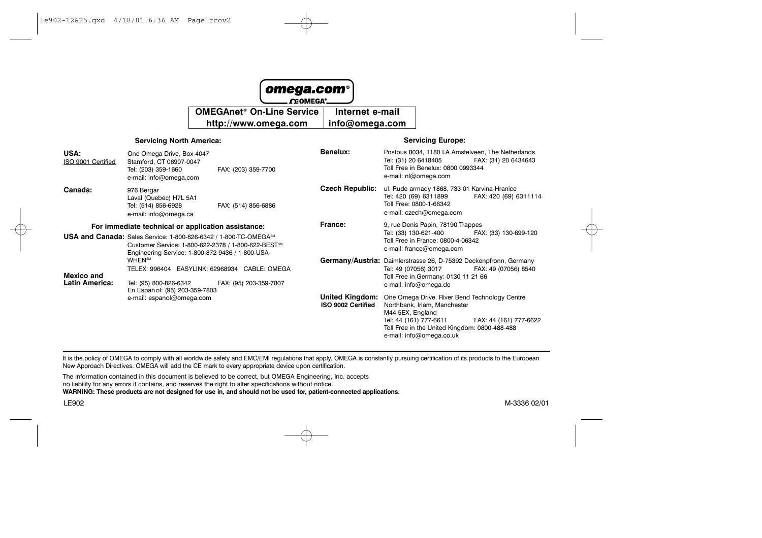**omega.com®**

**OMEGA®**

| OMEGAnet® On-Line Service | Internet e-mail |
|---|---|
| http://www.omega.com | info@omega.com |

## Servicing North America:

**USA:**
ISO 9001 Certified

One Omega Drive, Box 4047
Stamford, CT 06907-0047
Tel: (203) 359-1660 FAX: (203) 359-7700
e-mail: info@omega.com

**Canada:**

976 Bergar
Laval (Quebec) H7L 5A1
Tel: (514) 856-6928 FAX: (514) 856-6886
e-mail: info@omega.ca

### For immediate technical or application assistance:

**USA and Canada:** Sales Service: 1-800-826-6342 / 1-800-TC-OMEGA℠
Customer Service: 1-800-622-2378 / 1-800-622-BEST℠
Engineering Service: 1-800-872-9436 / 1-800-USA-WHEN℠
TELEX: 996404 EASYLINK: 62968934 CABLE: OMEGA

**Mexico and Latin America:**
Tel: (95) 800-826-6342 FAX: (95) 203-359-7807
En Español: (95) 203-359-7803
e-mail: espanol@omega.com

## Servicing Europe:

**Benelux:**
Postbus 8034, 1180 LA Amstelveen, The Netherlands
Tel: (31) 20 6418405 FAX: (31) 20 6434643
Toll Free in Benelux: 0800 0993344
e-mail: nl@omega.com

**Czech Republic:**
ul. Rude armady 1868, 733 01 Karvina-Hranice
Tel: 420 (69) 6311899 FAX: 420 (69) 6311114
Toll Free: 0800-1-66342
e-mail: czech@omega.com

**France:**
9, rue Denis Papin, 78190 Trappes
Tel: (33) 130-621-400 FAX: (33) 130-699-120
Toll Free in France: 0800-4-06342
e-mail: france@omega.com

**Germany/Austria:**
Daimlerstrasse 26, D-75392 Deckenpfronn, Germany
Tel: 49 (07056) 3017 FAX: 49 (07056) 8540
Toll Free in Germany: 0130 11 21 66
e-mail: info@omega.de

**United Kingdom:**
**ISO 9002 Certified**
One Omega Drive, River Bend Technology Centre
Northbank, Irlam, Manchester
M44 5EX, England
Tel: 44 (161) 777-6611 FAX: 44 (161) 777-6622
Toll Free in the United Kingdom: 0800-488-488
e-mail: info@omega.co.uk

---

It is the policy of OMEGA to comply with all worldwide safety and EMC/EMI regulations that apply. OMEGA is constantly pursuing certification of its products to the European New Approach Directives. OMEGA will add the CE mark to every appropriate device upon certification.

The information contained in this document is believed to be correct, but OMEGA Engineering, Inc. accepts no liability for any errors it contains, and reserves the right to alter specifications without notice.
**WARNING: These products are not designed for use in, and should not be used for, patient-connected applications.**

LE902 M-3336 02/01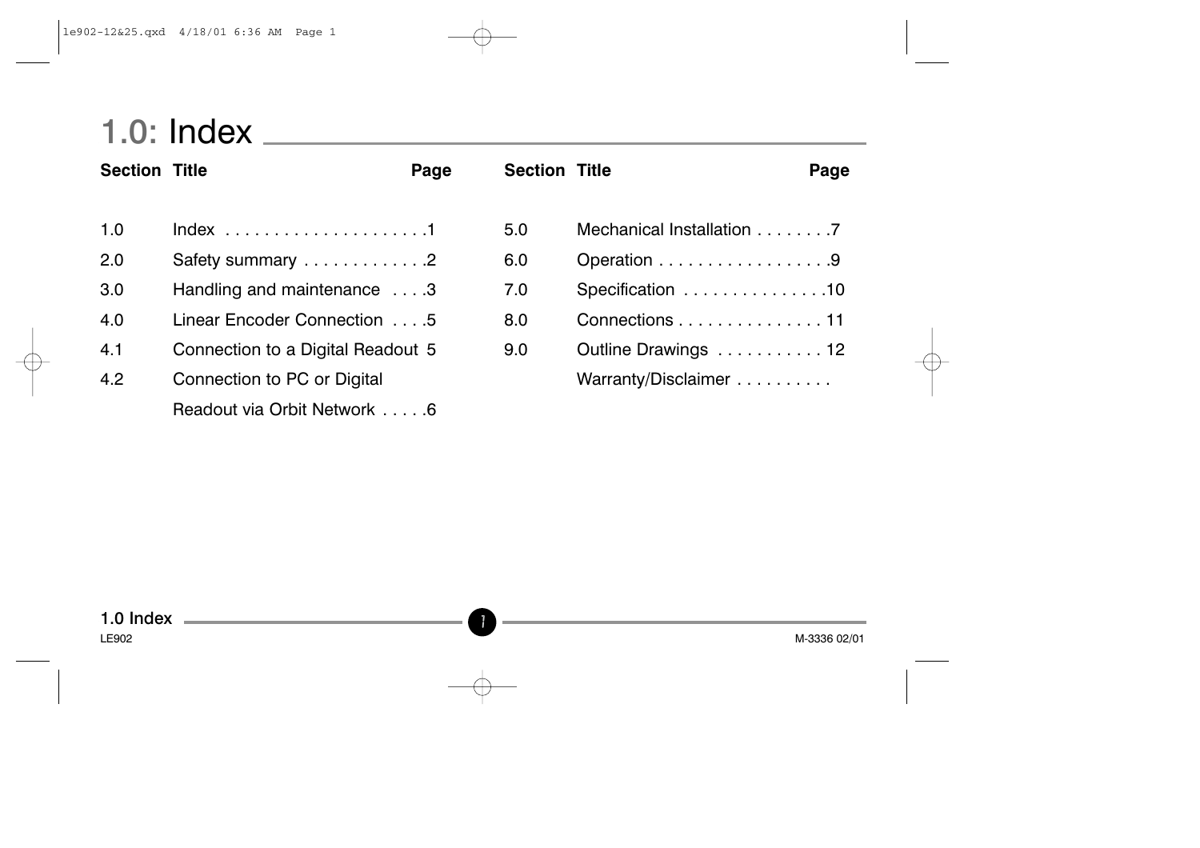# 1.0: Index

| Section | Title | Page |
|---|---|---|
| 1.0 | Index | 1 |
| 2.0 | Safety summary | 2 |
| 3.0 | Handling and maintenance | 3 |
| 4.0 | Linear Encoder Connection | 5 |
| 4.1 | Connection to a Digital Readout | 5 |
| 4.2 | Connection to PC or Digital Readout via Orbit Network | 6 |
| 5.0 | Mechanical Installation | 7 |
| 6.0 | Operation | 9 |
| 7.0 | Specification | 10 |
| 8.0 | Connections | 11 |
| 9.0 | Outline Drawings | 12 |
| | Warranty/Disclaimer | |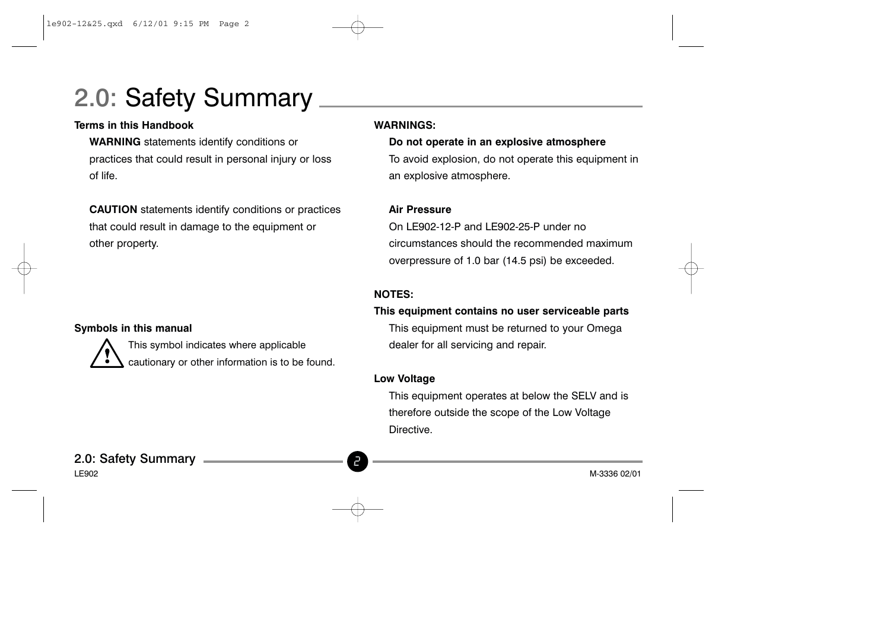# 2.0: Safety Summary

**Terms in this Handbook**

**WARNING** statements identify conditions or practices that could result in personal injury or loss of life.

**CAUTION** statements identify conditions or practices that could result in damage to the equipment or other property.

**Symbols in this manual**

⚠ This symbol indicates where applicable cautionary or other information is to be found.

**WARNINGS:**

**Do not operate in an explosive atmosphere**

To avoid explosion, do not operate this equipment in an explosive atmosphere.

**Air Pressure**

On LE902-12-P and LE902-25-P under no circumstances should the recommended maximum overpressure of 1.0 bar (14.5 psi) be exceeded.

**NOTES:**

**This equipment contains no user serviceable parts**

This equipment must be returned to your Omega dealer for all servicing and repair.

**Low Voltage**

This equipment operates at below the SELV and is therefore outside the scope of the Low Voltage Directive.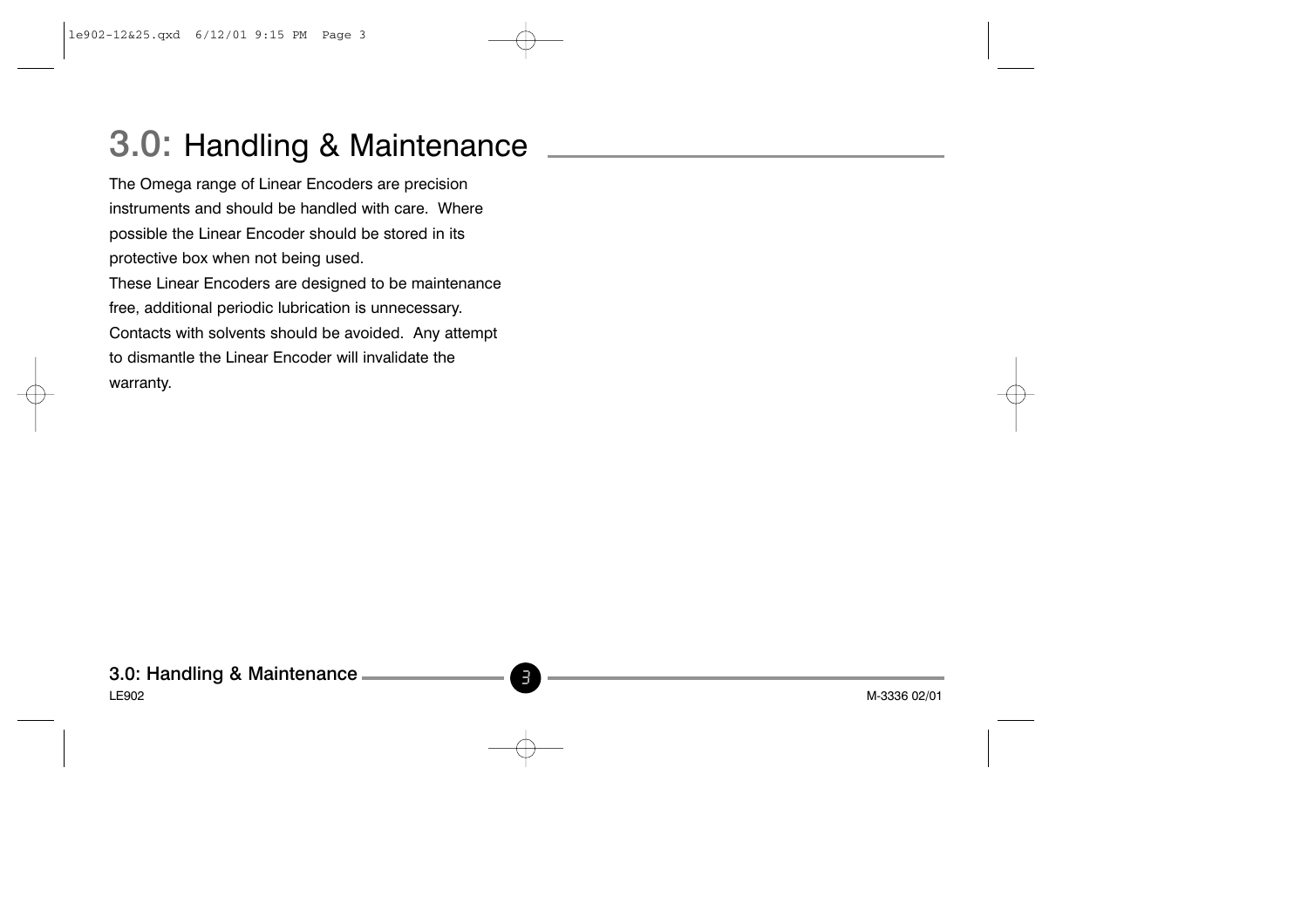# 3.0: Handling & Maintenance

The Omega range of Linear Encoders are precision instruments and should be handled with care. Where possible the Linear Encoder should be stored in its protective box when not being used.

These Linear Encoders are designed to be maintenance free, additional periodic lubrication is unnecessary. Contacts with solvents should be avoided. Any attempt to dismantle the Linear Encoder will invalidate the warranty.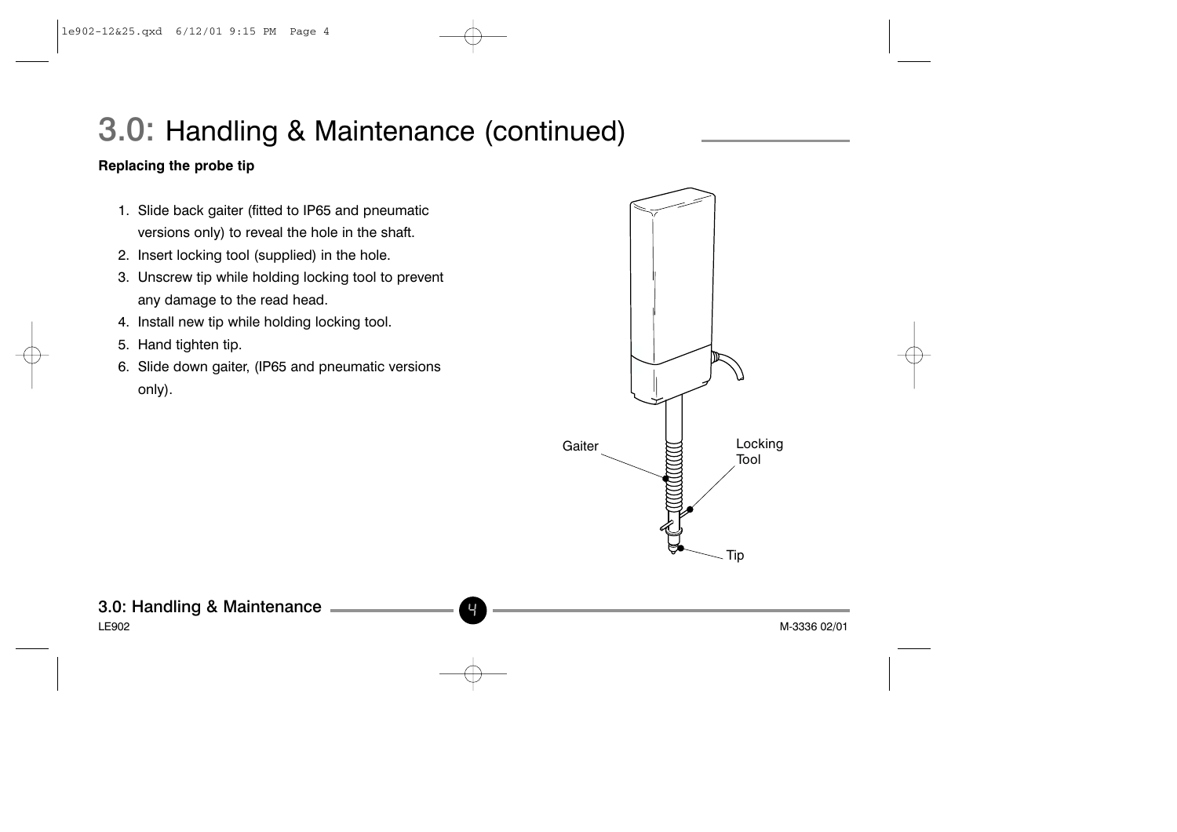# 3.0: Handling & Maintenance (continued)

**Replacing the probe tip**

1. Slide back gaiter (fitted to IP65 and pneumatic versions only) to reveal the hole in the shaft.
2. Insert locking tool (supplied) in the hole.
3. Unscrew tip while holding locking tool to prevent any damage to the read head.
4. Install new tip while holding locking tool.
5. Hand tighten tip.
6. Slide down gaiter, (IP65 and pneumatic versions only).

Gaiter

Locking Tool

Tip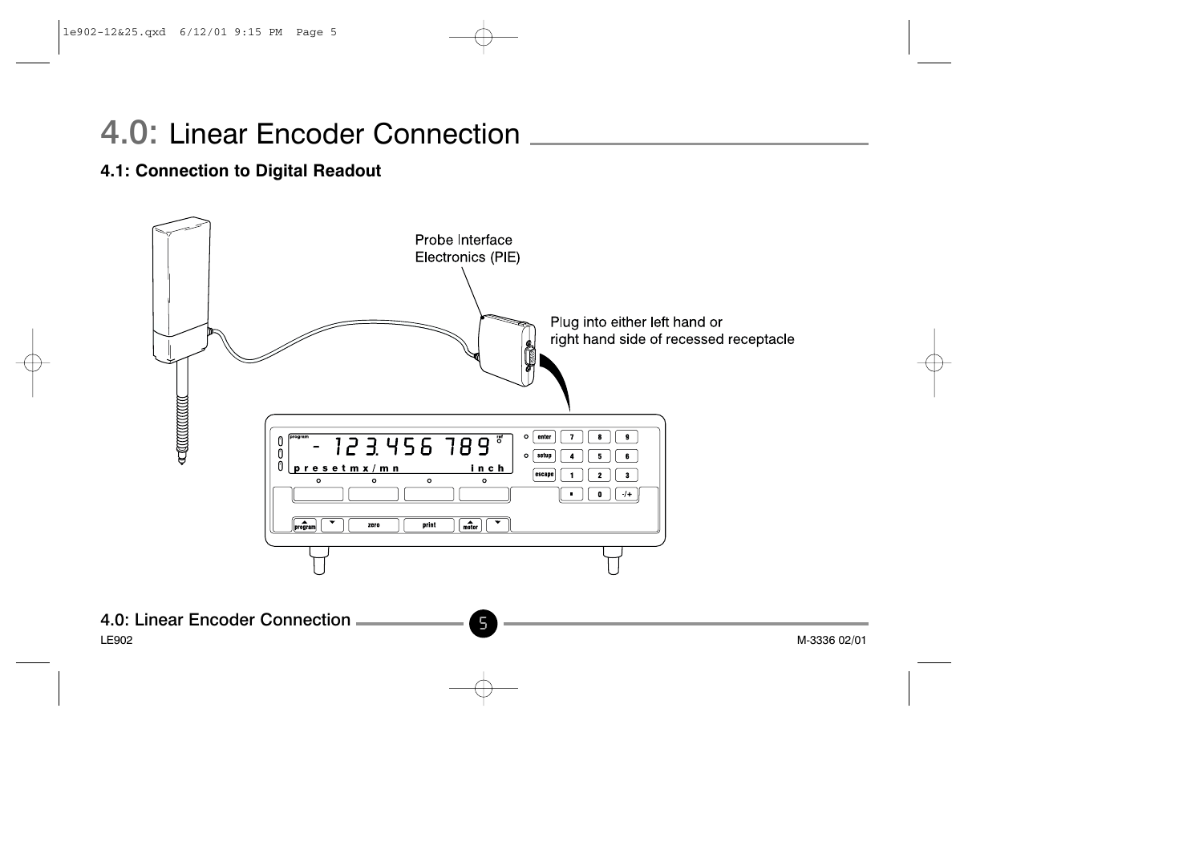# 4.0: Linear Encoder Connection

## 4.1: Connection to Digital Readout

Probe Interface Electronics (PIE)

Plug into either left hand or right hand side of recessed receptacle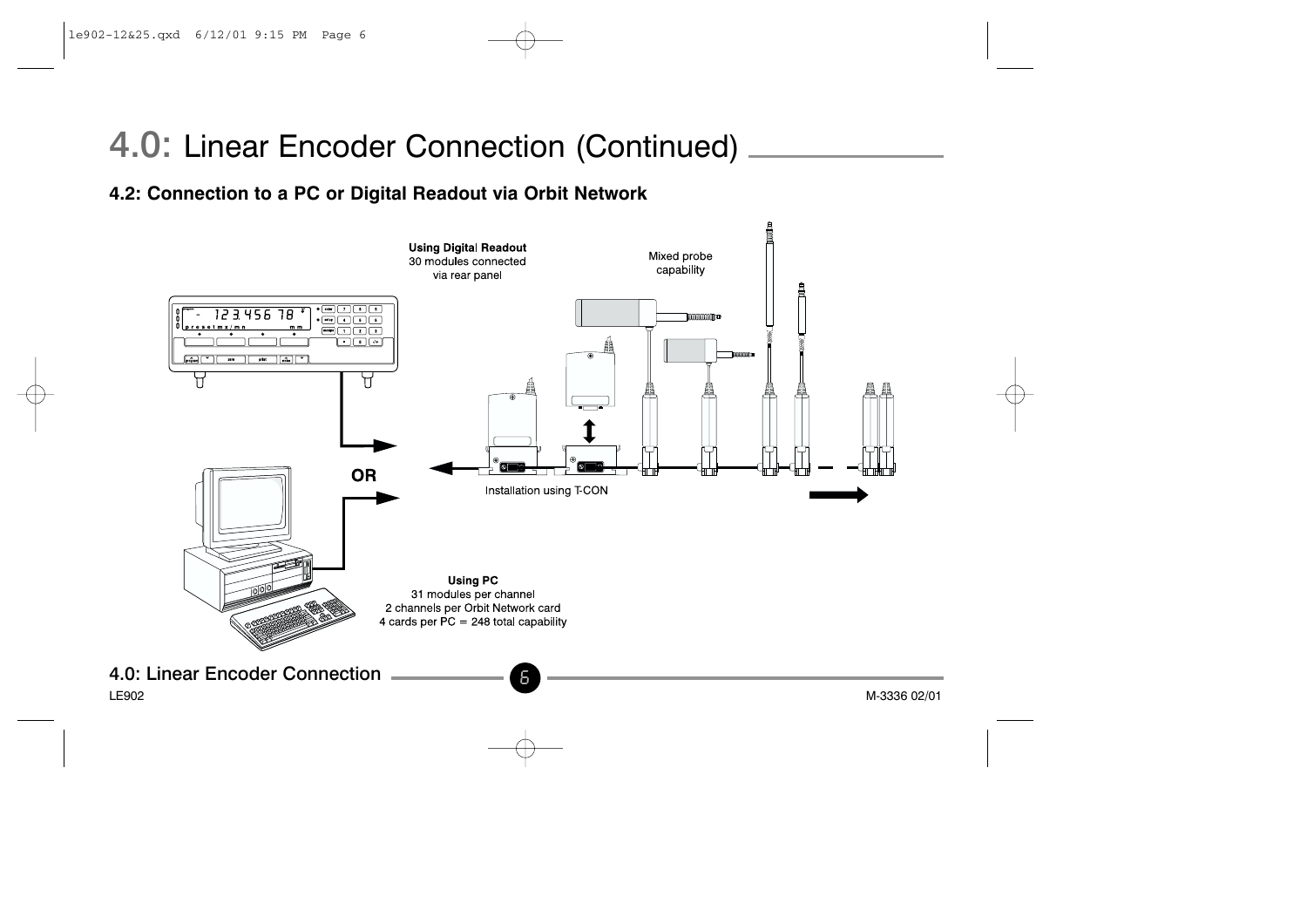# 4.0: Linear Encoder Connection (Continued)

### 4.2: Connection to a PC or Digital Readout via Orbit Network

**Using Digital Readout**
30 modules connected
via rear panel

Mixed probe
capability

**OR**

Installation using T-CON

**Using PC**
31 modules per channel
2 channels per Orbit Network card
4 cards per PC = 248 total capability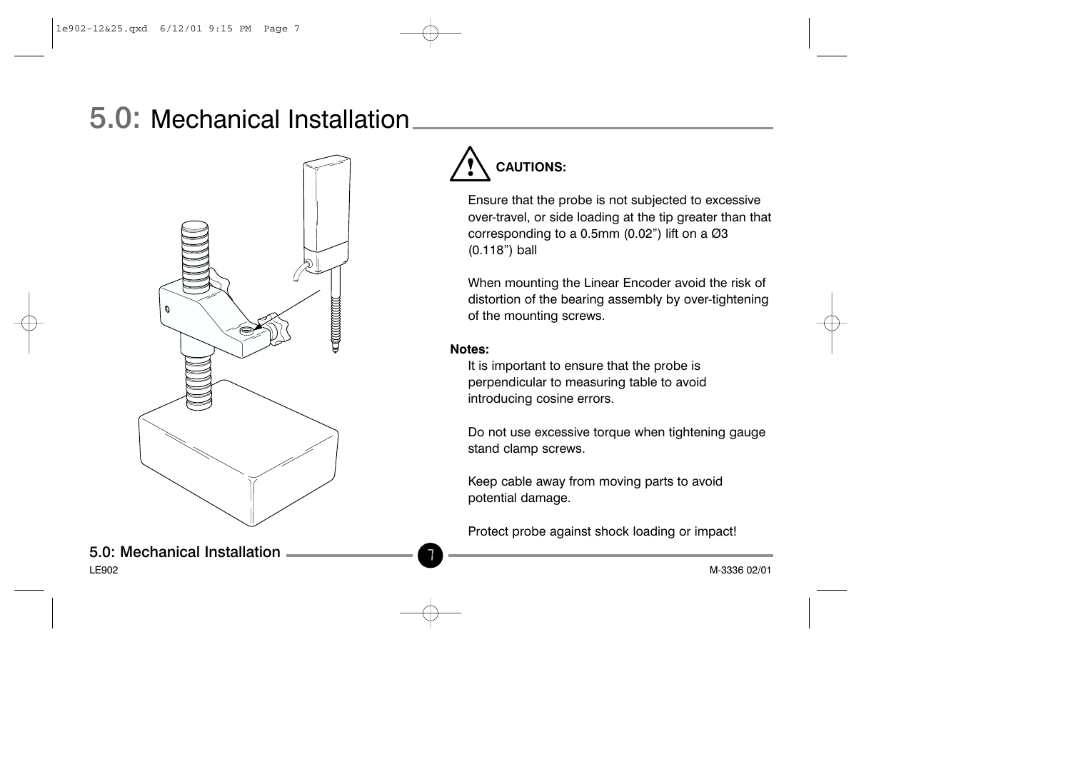# 5.0: Mechanical Installation

**CAUTIONS:**

Ensure that the probe is not subjected to excessive over-travel, or side loading at the tip greater than that corresponding to a 0.5mm (0.02") lift on a Ø3 (0.118") ball

When mounting the Linear Encoder avoid the risk of distortion of the bearing assembly by over-tightening of the mounting screws.

**Notes:**

It is important to ensure that the probe is perpendicular to measuring table to avoid introducing cosine errors.

Do not use excessive torque when tightening gauge stand clamp screws.

Keep cable away from moving parts to avoid potential damage.

Protect probe against shock loading or impact!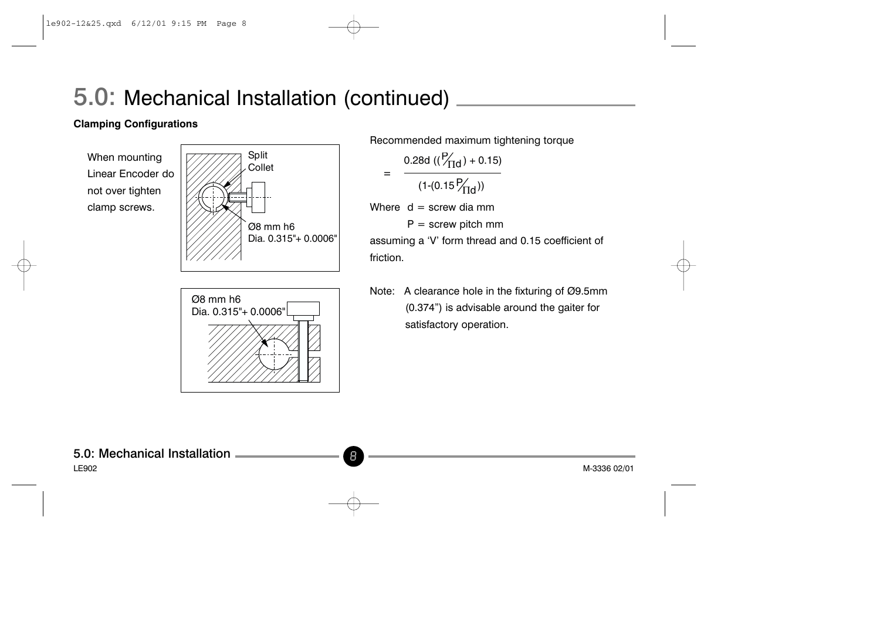# 5.0: Mechanical Installation (continued)

**Clamping Configurations**

When mounting Linear Encoder do not over tighten clamp screws.

Split Collet

Ø8 mm h6
Dia. 0.315"+ 0.0006"

Ø8 mm h6
Dia. 0.315"+ 0.0006"

Recommended maximum tightening torque

$$= \frac{0.28d\left(\left(\frac{P}{\Pi d}\right) + 0.15\right)}{\left(1-\left(0.15\frac{P}{\Pi d}\right)\right)}$$

Where d = screw dia mm

P = screw pitch mm

assuming a 'V' form thread and 0.15 coefficient of friction.

Note: A clearance hole in the fixturing of Ø9.5mm (0.374") is advisable around the gaiter for satisfactory operation.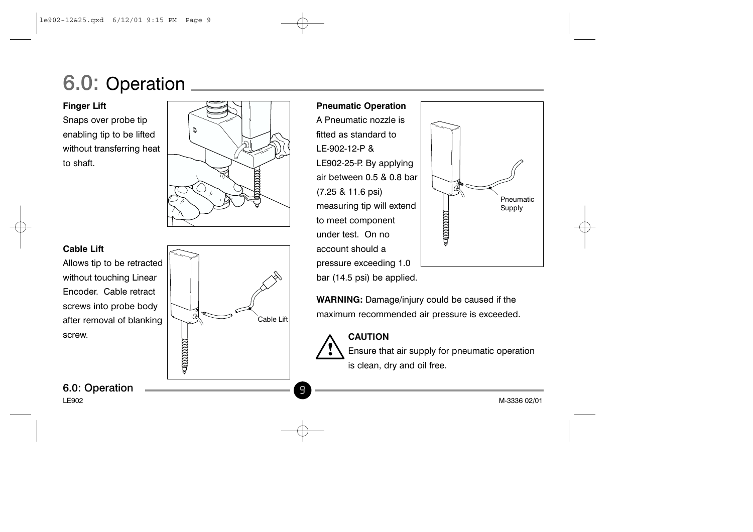# 6.0: Operation

### Finger Lift

Snaps over probe tip enabling tip to be lifted without transferring heat to shaft.

### Cable Lift

Allows tip to be retracted without touching Linear Encoder. Cable retract screws into probe body after removal of blanking screw.

### Pneumatic Operation

A Pneumatic nozzle is fitted as standard to LE-902-12-P & LE902-25-P. By applying air between 0.5 & 0.8 bar (7.25 & 11.6 psi) measuring tip will extend to meet component under test. On no account should a pressure exceeding 1.0 bar (14.5 psi) be applied.

**WARNING:** Damage/injury could be caused if the maximum recommended air pressure is exceeded.

**CAUTION**

Ensure that air supply for pneumatic operation is clean, dry and oil free.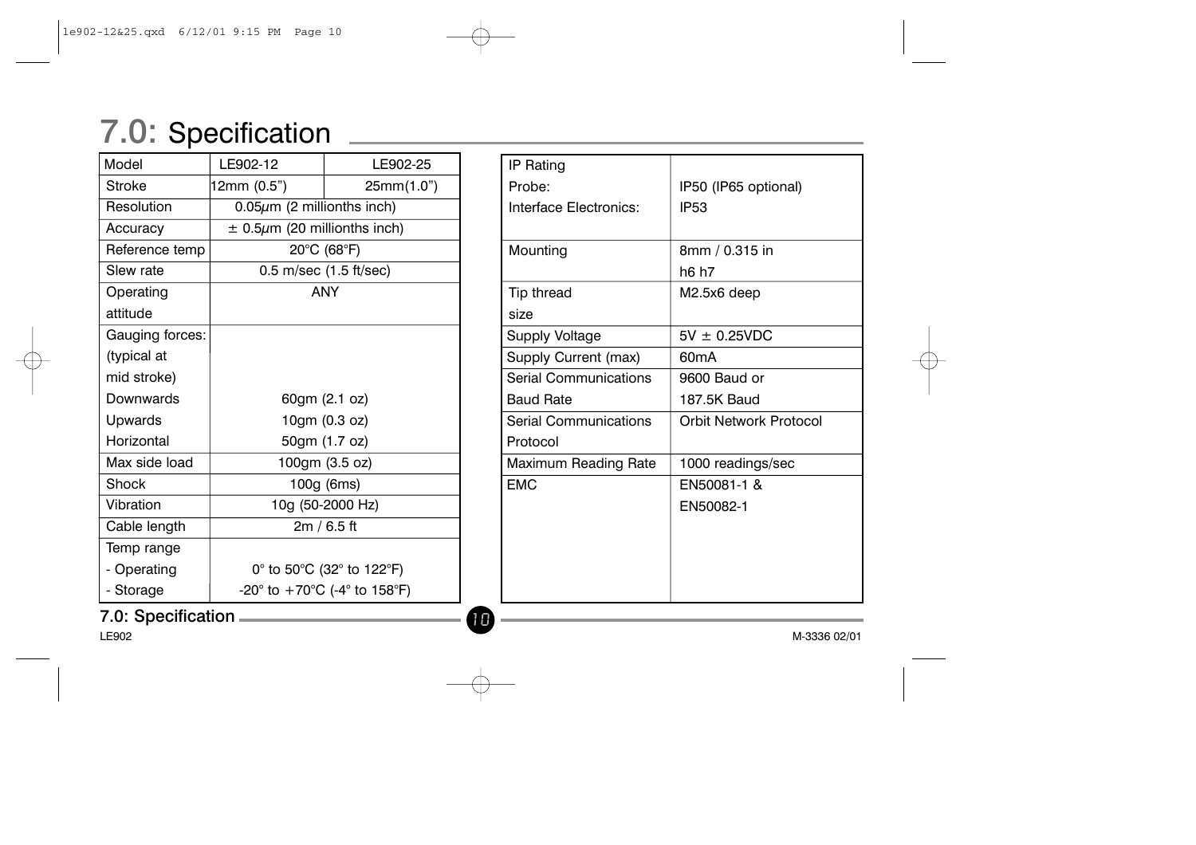# 7.0: Specification

| Model | LE902-12 | LE902-25 |
| --- | --- | --- |
| Stroke | 12mm (0.5") | 25mm(1.0") |
| Resolution | 0.05$\mu$m (2 millionths inch) | |
| Accuracy | ± 0.5$\mu$m (20 millionths inch) | |
| Reference temp | 20°C (68°F) | |
| Slew rate | 0.5 m/sec (1.5 ft/sec) | |
| Operating attitude | ANY | |
| Gauging forces: (typical at mid stroke) | | |
| Downwards | 60gm (2.1 oz) | |
| Upwards | 10gm (0.3 oz) | |
| Horizontal | 50gm (1.7 oz) | |
| Max side load | 100gm (3.5 oz) | |
| Shock | 100g (6ms) | |
| Vibration | 10g (50-2000 Hz) | |
| Cable length | 2m / 6.5 ft | |
| Temp range | | |
| - Operating | 0° to 50°C (32° to 122°F) | |
| - Storage | -20° to +70°C (-4° to 158°F) | |

| IP Rating | |
| --- | --- |
| Probe: | IP50 (IP65 optional) |
| Interface Electronics: | IP53 |
| Mounting | 8mm / 0.315 in h6 h7 |
| Tip thread size | M2.5x6 deep |
| Supply Voltage | 5V ± 0.25VDC |
| Supply Current (max) | 60mA |
| Serial Communications Baud Rate | 9600 Baud or 187.5K Baud |
| Serial Communications Protocol | Orbit Network Protocol |
| Maximum Reading Rate | 1000 readings/sec |
| EMC | EN50081-1 & EN50082-1 |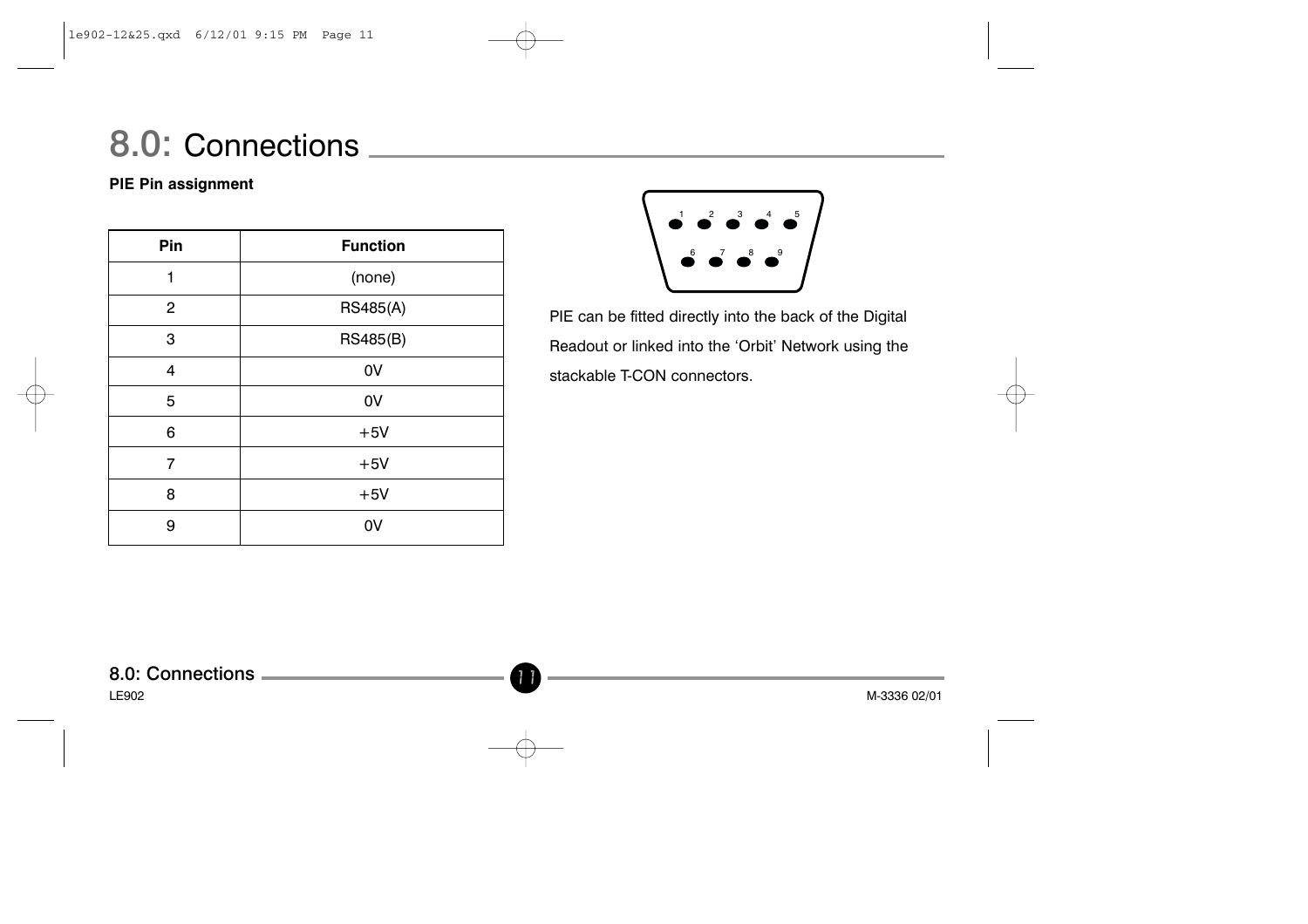# 8.0: Connections

**PIE Pin assignment**

| Pin | Function |
|---|---|
| 1 | (none) |
| 2 | RS485(A) |
| 3 | RS485(B) |
| 4 | 0V |
| 5 | 0V |
| 6 | +5V |
| 7 | +5V |
| 8 | +5V |
| 9 | 0V |

PIE can be fitted directly into the back of the Digital Readout or linked into the 'Orbit' Network using the stackable T-CON connectors.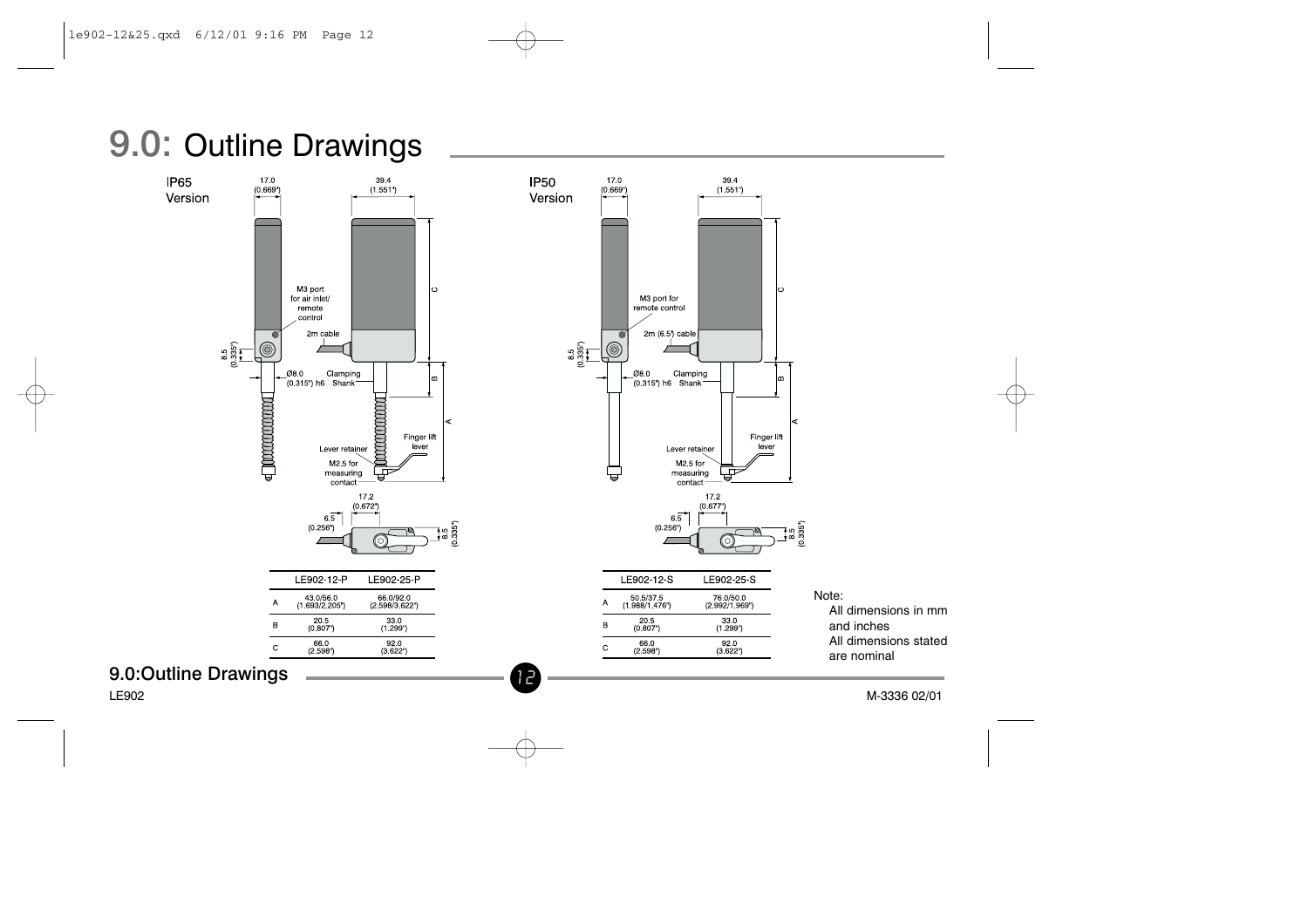# 9.0: Outline Drawings

**IP65 Version**

17.0 (0.669")

39.4 (1.551")

M3 port for air inlet/ remote control

2m cable

8.5 (0.335")

Ø8.0 (0.315") h6

Clamping Shank

Lever retainer

Finger lift lever

M2.5 for measuring contact

17.2 (0.672")

6.5 (0.256")

8.5 (0.335")

|   | LE902-12-P | LE902-25-P |
|---|---|---|
| A | 43.0/56.0 (1.693/2.205") | 66.0/92.0 (2.598/3.622") |
| B | 20.5 (0.807") | 33.0 (1.299") |
| C | 66.0 (2.598") | 92.0 (3.622") |

**IP50 Version**

17.0 (0.669")

39.4 (1.551")

M3 port for remote control

2m (6.5') cable

8.5 (0.335")

Ø8.0 (0.315") h6

Clamping Shank

Lever retainer

Finger lift lever

M2.5 for measuring contact

17.2 (0.677")

6.5 (0.256")

8.5 (0.335")

|   | LE902-12-S | LE902-25-S |
|---|---|---|
| A | 50.5/37.5 (1.988/1.476") | 76.0/50.0 (2.992/1.969") |
| B | 20.5 (0.807") | 33.0 (1.299") |
| C | 66.0 (2.598") | 92.0 (3.622") |

Note:
All dimensions in mm and inches
All dimensions stated are nominal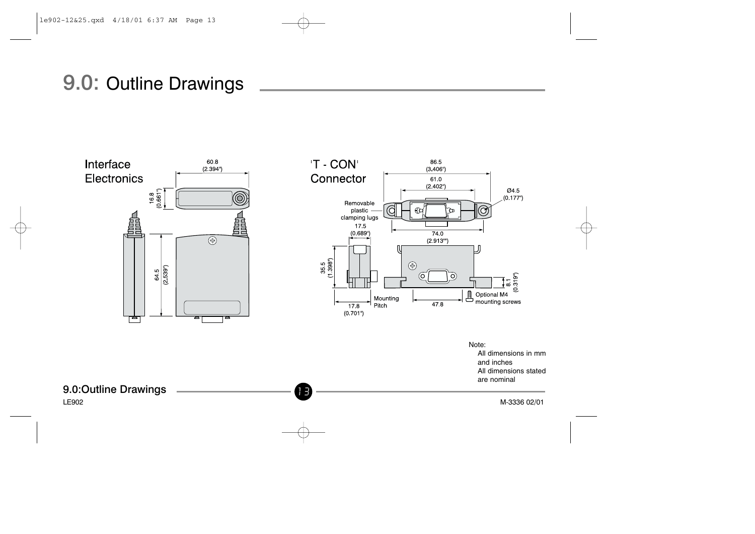# 9.0: Outline Drawings

Interface Electronics

60.8 (2.394")

16.8 (0.661")

64.5 (2.539")

'T - CON' Connector

86.5 (3.406")

61.0 (2.402")

Ø4.5 (0.177")

Removable plastic clamping lugs

17.5 (0.689")

74.0 (2.913")

35.5 (1.398")

8.1 (0.319")

Mounting Pitch

17.8 (0.701")

47.8

Optional M4 mounting screws

Note:
All dimensions in mm and inches
All dimensions stated are nominal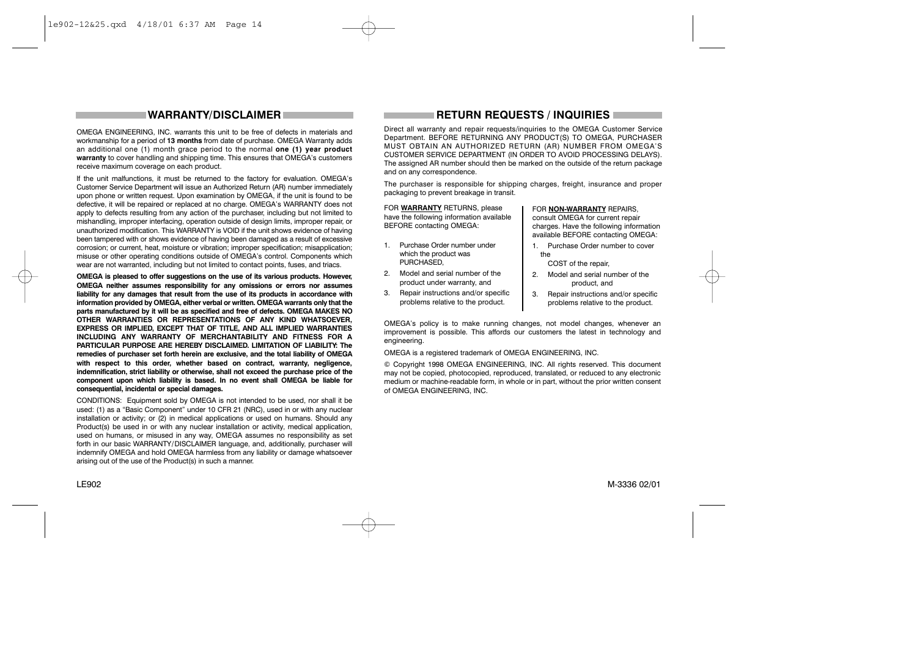## WARRANTY/DISCLAIMER

OMEGA ENGINEERING, INC. warrants this unit to be free of defects in materials and workmanship for a period of **13 months** from date of purchase. OMEGA Warranty adds an additional one (1) month grace period to the normal **one (1) year product warranty** to cover handling and shipping time. This ensures that OMEGA's customers receive maximum coverage on each product.

If the unit malfunctions, it must be returned to the factory for evaluation. OMEGA's Customer Service Department will issue an Authorized Return (AR) number immediately upon phone or written request. Upon examination by OMEGA, if the unit is found to be defective, it will be repaired or replaced at no charge. OMEGA's WARRANTY does not apply to defects resulting from any action of the purchaser, including but not limited to mishandling, improper interfacing, operation outside of design limits, improper repair, or unauthorized modification. This WARRANTY is VOID if the unit shows evidence of having been tampered with or shows evidence of having been damaged as a result of excessive corrosion; or current, heat, moisture or vibration; improper specification; misapplication; misuse or other operating conditions outside of OMEGA's control. Components which wear are not warranted, including but not limited to contact points, fuses, and triacs.

**OMEGA is pleased to offer suggestions on the use of its various products. However, OMEGA neither assumes responsibility for any omissions or errors nor assumes liability for any damages that result from the use of its products in accordance with information provided by OMEGA, either verbal or written. OMEGA warrants only that the parts manufactured by it will be as specified and free of defects. OMEGA MAKES NO OTHER WARRANTIES OR REPRESENTATIONS OF ANY KIND WHATSOEVER, EXPRESS OR IMPLIED, EXCEPT THAT OF TITLE, AND ALL IMPLIED WARRANTIES INCLUDING ANY WARRANTY OF MERCHANTABILITY AND FITNESS FOR A PARTICULAR PURPOSE ARE HEREBY DISCLAIMED. LIMITATION OF LIABILITY: The remedies of purchaser set forth herein are exclusive, and the total liability of OMEGA with respect to this order, whether based on contract, warranty, negligence, indemnification, strict liability or otherwise, shall not exceed the purchase price of the component upon which liability is based. In no event shall OMEGA be liable for consequential, incidental or special damages.**

CONDITIONS: Equipment sold by OMEGA is not intended to be used, nor shall it be used: (1) as a "Basic Component" under 10 CFR 21 (NRC), used in or with any nuclear installation or activity; or (2) in medical applications or used on humans. Should any Product(s) be used in or with any nuclear installation or activity, medical application, used on humans, or misused in any way, OMEGA assumes no responsibility as set forth in our basic WARRANTY/DISCLAIMER language, and, additionally, purchaser will indemnify OMEGA and hold OMEGA harmless from any liability or damage whatsoever arising out of the use of the Product(s) in such a manner.

## RETURN REQUESTS / INQUIRIES

Direct all warranty and repair requests/inquiries to the OMEGA Customer Service Department. BEFORE RETURNING ANY PRODUCT(S) TO OMEGA, PURCHASER MUST OBTAIN AN AUTHORIZED RETURN (AR) NUMBER FROM OMEGA'S CUSTOMER SERVICE DEPARTMENT (IN ORDER TO AVOID PROCESSING DELAYS). The assigned AR number should then be marked on the outside of the return package and on any correspondence.

The purchaser is responsible for shipping charges, freight, insurance and proper packaging to prevent breakage in transit.

FOR **WARRANTY** RETURNS, please have the following information available BEFORE contacting OMEGA:

1. Purchase Order number under which the product was PURCHASED,
2. Model and serial number of the product under warranty, and
3. Repair instructions and/or specific problems relative to the product.

FOR **NON-WARRANTY** REPAIRS, consult OMEGA for current repair charges. Have the following information available BEFORE contacting OMEGA:

1. Purchase Order number to cover the COST of the repair,
2. Model and serial number of the product, and
3. Repair instructions and/or specific problems relative to the product.

OMEGA's policy is to make running changes, not model changes, whenever an improvement is possible. This affords our customers the latest in technology and engineering.

OMEGA is a registered trademark of OMEGA ENGINEERING, INC.

© Copyright 1998 OMEGA ENGINEERING, INC. All rights reserved. This document may not be copied, photocopied, reproduced, translated, or reduced to any electronic medium or machine-readable form, in whole or in part, without the prior written consent of OMEGA ENGINEERING, INC.

LE902 M-3336 02/01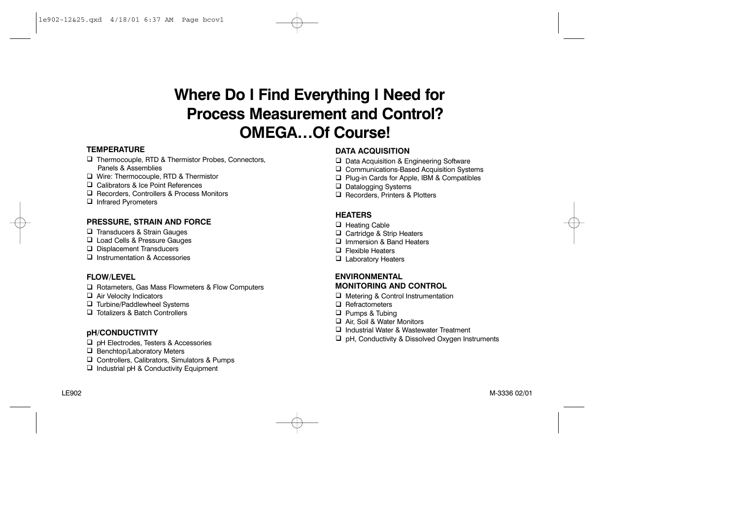# Where Do I Find Everything I Need for Process Measurement and Control? OMEGA…Of Course!

**TEMPERATURE**

- ❑ Thermocouple, RTD & Thermistor Probes, Connectors, Panels & Assemblies
- ❑ Wire: Thermocouple, RTD & Thermistor
- ❑ Calibrators & Ice Point References
- ❑ Recorders, Controllers & Process Monitors
- ❑ Infrared Pyrometers

**PRESSURE, STRAIN AND FORCE**

- ❑ Transducers & Strain Gauges
- ❑ Load Cells & Pressure Gauges
- ❑ Displacement Transducers
- ❑ Instrumentation & Accessories

**FLOW/LEVEL**

- ❑ Rotameters, Gas Mass Flowmeters & Flow Computers
- ❑ Air Velocity Indicators
- ❑ Turbine/Paddlewheel Systems
- ❑ Totalizers & Batch Controllers

**pH/CONDUCTIVITY**

- ❑ pH Electrodes, Testers & Accessories
- ❑ Benchtop/Laboratory Meters
- ❑ Controllers, Calibrators, Simulators & Pumps
- ❑ Industrial pH & Conductivity Equipment

**DATA ACQUISITION**

- ❑ Data Acquisition & Engineering Software
- ❑ Communications-Based Acquisition Systems
- ❑ Plug-in Cards for Apple, IBM & Compatibles
- ❑ Datalogging Systems
- ❑ Recorders, Printers & Plotters

**HEATERS**

- ❑ Heating Cable
- ❑ Cartridge & Strip Heaters
- ❑ Immersion & Band Heaters
- ❑ Flexible Heaters
- ❑ Laboratory Heaters

**ENVIRONMENTAL MONITORING AND CONTROL**

- ❑ Metering & Control Instrumentation
- ❑ Refractometers
- ❑ Pumps & Tubing
- ❑ Air, Soil & Water Monitors
- ❑ Industrial Water & Wastewater Treatment
- ❑ pH, Conductivity & Dissolved Oxygen Instruments

LE902

M-3336 02/01